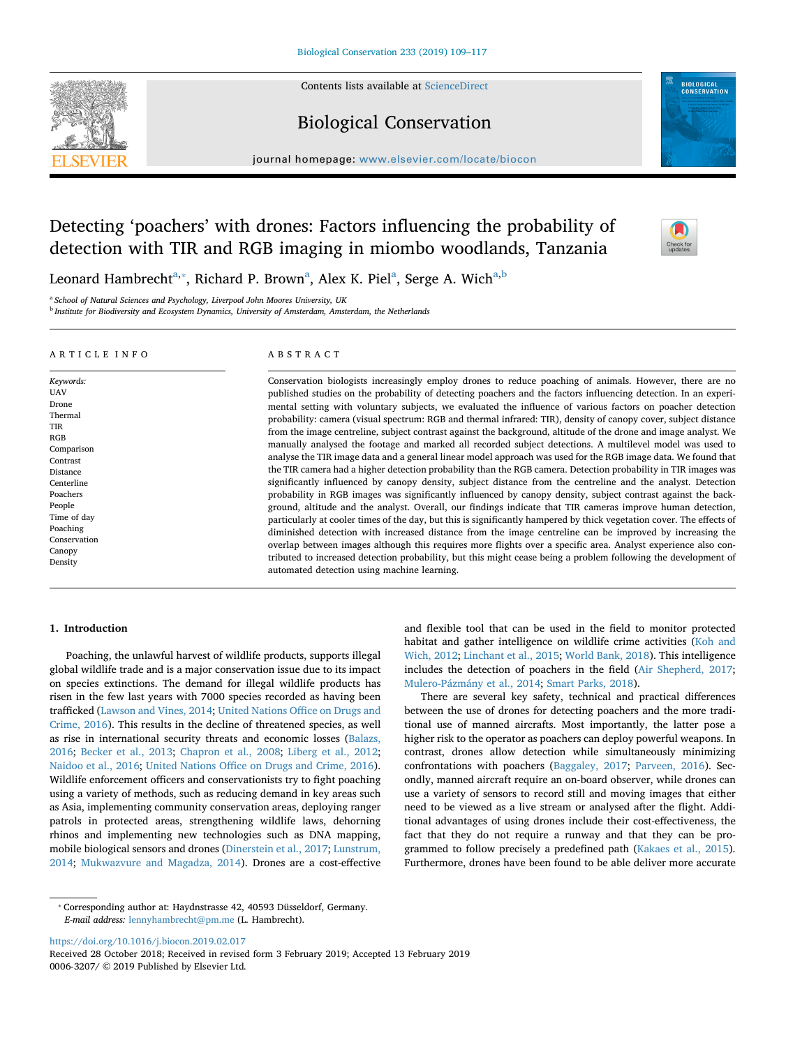# Detecting 'poachers' with drones: Factors influencing the probability of detection with TIR and RGB imaging in miombo woodlands, Tanzania

Leonard Hambrecht[a,*], Richard P. Brown[a], Alex K. Piel[a], Serge A. Wich[a,b]

[a] School of Natural Sciences and Psychology, Liverpool John Moores University, UK
[b] Institute for Biodiversity and Ecosystem Dynamics, University of Amsterdam, Amsterdam, the Netherlands

## ARTICLE INFO

*Keywords:*
UAV
Drone
Thermal
TIR
RGB
Comparison
Contrast
Distance
Centerline
Poachers
People
Time of day
Poaching
Conservation
Canopy
Density

## ABSTRACT

Conservation biologists increasingly employ drones to reduce poaching of animals. However, there are no published studies on the probability of detecting poachers and the factors influencing detection. In an experimental setting with voluntary subjects, we evaluated the influence of various factors on poacher detection probability: camera (visual spectrum: RGB and thermal infrared: TIR), density of canopy cover, subject distance from the image centreline, subject contrast against the background, altitude of the drone and image analyst. We manually analysed the footage and marked all recorded subject detections. A multilevel model was used to analyse the TIR image data and a general linear model approach was used for the RGB image data. We found that the TIR camera had a higher detection probability than the RGB camera. Detection probability in TIR images was significantly influenced by canopy density, subject distance from the centreline and the analyst. Detection probability in RGB images was significantly influenced by canopy density, subject contrast against the background, altitude and the analyst. Overall, our findings indicate that TIR cameras improve human detection, particularly at cooler times of the day, but this is significantly hampered by thick vegetation cover. The effects of diminished detection with increased distance from the image centreline can be improved by increasing the overlap between images although this requires more flights over a specific area. Analyst experience also contributed to increased detection probability, but this might cease being a problem following the development of automated detection using machine learning.

## 1. Introduction

Poaching, the unlawful harvest of wildlife products, supports illegal global wildlife trade and is a major conservation issue due to its impact on species extinctions. The demand for illegal wildlife products has risen in the few last years with 7000 species recorded as having been trafficked (Lawson and Vines, 2014; United Nations Office on Drugs and Crime, 2016). This results in the decline of threatened species, as well as rise in international security threats and economic losses (Balazs, 2016; Becker et al., 2013; Chapron et al., 2008; Liberg et al., 2012; Naidoo et al., 2016; United Nations Office on Drugs and Crime, 2016). Wildlife enforcement officers and conservationists try to fight poaching using a variety of methods, such as reducing demand in key areas such as Asia, implementing community conservation areas, deploying ranger patrols in protected areas, strengthening wildlife laws, dehorning rhinos and implementing new technologies such as DNA mapping, mobile biological sensors and drones (Dinerstein et al., 2017; Lunstrum, 2014; Mukwazvure and Magadza, 2014). Drones are a cost-effective and flexible tool that can be used in the field to monitor protected habitat and gather intelligence on wildlife crime activities (Koh and Wich, 2012; Linchant et al., 2015; World Bank, 2018). This intelligence includes the detection of poachers in the field (Air Shepherd, 2017; Mulero-Pázmány et al., 2014; Smart Parks, 2018).

There are several key safety, technical and practical differences between the use of drones for detecting poachers and the more traditional use of manned aircrafts. Most importantly, the latter pose a higher risk to the operator as poachers can deploy powerful weapons. In contrast, drones allow detection while simultaneously minimizing confrontations with poachers (Baggaley, 2017; Parveen, 2016). Secondly, manned aircraft require an on-board observer, while drones can use a variety of sensors to record still and moving images that either need to be viewed as a live stream or analysed after the flight. Additional advantages of using drones include their cost-effectiveness, the fact that they do not require a runway and that they can be programmed to follow precisely a predefined path (Kakaes et al., 2015). Furthermore, drones have been found to be able deliver more accurate

* Corresponding author at: Haydnstrasse 42, 40593 Düsseldorf, Germany.
*E-mail address:* lennyhambrecht@pm.me (L. Hambrecht).

https://doi.org/10.1016/j.biocon.2019.02.017
Received 28 October 2018; Received in revised form 3 February 2019; Accepted 13 February 2019
0006-3207/ © 2019 Published by Elsevier Ltd.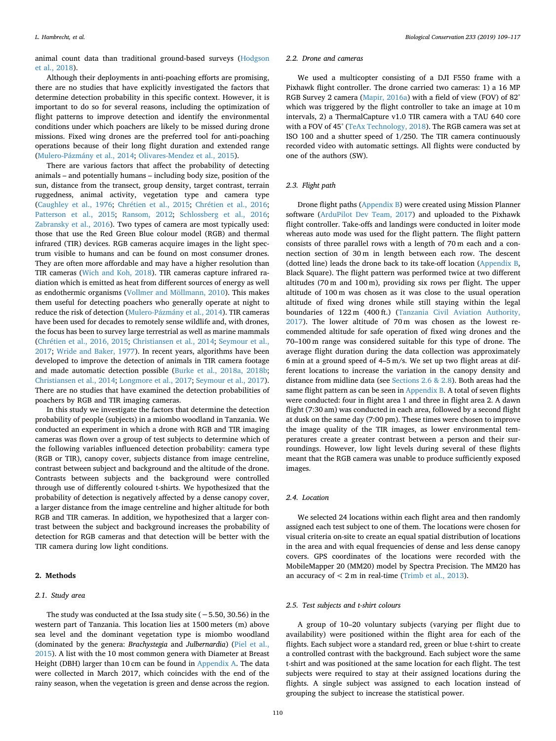animal count data than traditional ground-based surveys (Hodgson et al., 2018).

Although their deployments in anti-poaching efforts are promising, there are no studies that have explicitly investigated the factors that determine detection probability in this specific context. However, it is important to do so for several reasons, including the optimization of flight patterns to improve detection and identify the environmental conditions under which poachers are likely to be missed during drone missions. Fixed wing drones are the preferred tool for anti-poaching operations because of their long flight duration and extended range (Mulero-Pázmány et al., 2014; Olivares-Mendez et al., 2015).

There are various factors that affect the probability of detecting animals – and potentially humans – including body size, position of the sun, distance from the transect, group density, target contrast, terrain ruggedness, animal activity, vegetation type and camera type (Caughley et al., 1976; Chrétien et al., 2015; Chrétien et al., 2016; Patterson et al., 2015; Ransom, 2012; Schlossberg et al., 2016; Zabransky et al., 2016). Two types of camera are most typically used: those that use the Red Green Blue colour model (RGB) and thermal infrared (TIR) devices. RGB cameras acquire images in the light spectrum visible to humans and can be found on most consumer drones. They are often more affordable and may have a higher resolution than TIR cameras (Wich and Koh, 2018). TIR cameras capture infrared radiation which is emitted as heat from different sources of energy as well as endothermic organisms (Vollmer and Möllmann, 2010). This makes them useful for detecting poachers who generally operate at night to reduce the risk of detection (Mulero-Pázmány et al., 2014). TIR cameras have been used for decades to remotely sense wildlife and, with drones, the focus has been to survey large terrestrial as well as marine mammals (Chrétien et al., 2016, 2015; Christiansen et al., 2014; Seymour et al., 2017; Wride and Baker, 1977). In recent years, algorithms have been developed to improve the detection of animals in TIR camera footage and made automatic detection possible (Burke et al., 2018a, 2018b; Christiansen et al., 2014; Longmore et al., 2017; Seymour et al., 2017). There are no studies that have examined the detection probabilities of poachers by RGB and TIR imaging cameras.

In this study we investigate the factors that determine the detection probability of people (subjects) in a miombo woodland in Tanzania. We conducted an experiment in which a drone with RGB and TIR imaging cameras was flown over a group of test subjects to determine which of the following variables influenced detection probability: camera type (RGB or TIR), canopy cover, subjects distance from image centreline, contrast between subject and background and the altitude of the drone. Contrasts between subjects and the background were controlled through use of differently coloured t-shirts. We hypothesized that the probability of detection is negatively affected by a dense canopy cover, a larger distance from the image centreline and higher altitude for both RGB and TIR cameras. In addition, we hypothesized that a larger contrast between the subject and background increases the probability of detection for RGB cameras and that detection will be better with the TIR camera during low light conditions.

## 2. Methods

### 2.1. Study area

The study was conducted at the Issa study site (−5.50, 30.56) in the western part of Tanzania. This location lies at 1500 meters (m) above sea level and the dominant vegetation type is miombo woodland (dominated by the genera: *Brachystegia* and *Julbernardia*) (Piel et al., 2015). A list with the 10 most common genera with Diameter at Breast Height (DBH) larger than 10 cm can be found in Appendix A. The data were collected in March 2017, which coincides with the end of the rainy season, when the vegetation is green and dense across the region.

### 2.2. Drone and cameras

We used a multicopter consisting of a DJI F550 frame with a Pixhawk flight controller. The drone carried two cameras: 1) a 16 MP RGB Survey 2 camera (Mapir, 2016a) with a field of view (FOV) of 82° which was triggered by the flight controller to take an image at 10 m intervals, 2) a ThermalCapture v1.0 TIR camera with a TAU 640 core with a FOV of 45° (TeAx Technology, 2018). The RGB camera was set at ISO 100 and a shutter speed of 1/250. The TIR camera continuously recorded video with automatic settings. All flights were conducted by one of the authors (SW).

### 2.3. Flight path

Drone flight paths (Appendix B) were created using Mission Planner software (ArduPilot Dev Team, 2017) and uploaded to the Pixhawk flight controller. Take-offs and landings were conducted in loiter mode whereas auto mode was used for the flight pattern. The flight pattern consists of three parallel rows with a length of 70 m each and a connection section of 30 m in length between each row. The descent (dotted line) leads the drone back to its take-off location (Appendix B, Black Square). The flight pattern was performed twice at two different altitudes (70 m and 100 m), providing six rows per flight. The upper altitude of 100 m was chosen as it was close to the usual operation altitude of fixed wing drones while still staying within the legal boundaries of 122 m (400 ft.) (Tanzania Civil Aviation Authority, 2017). The lower altitude of 70 m was chosen as the lowest recommended altitude for safe operation of fixed wing drones and the 70–100 m range was considered suitable for this type of drone. The average flight duration during the data collection was approximately 6 min at a ground speed of 4–5 m/s. We set up two flight areas at different locations to increase the variation in the canopy density and distance from midline data (see Sections 2.6 & 2.8). Both areas had the same flight pattern as can be seen in Appendix B. A total of seven flights were conducted: four in flight area 1 and three in flight area 2. A dawn flight (7:30 am) was conducted in each area, followed by a second flight at dusk on the same day (7:00 pm). These times were chosen to improve the image quality of the TIR images, as lower environmental temperatures create a greater contrast between a person and their surroundings. However, low light levels during several of these flights meant that the RGB camera was unable to produce sufficiently exposed images.

### 2.4. Location

We selected 24 locations within each flight area and then randomly assigned each test subject to one of them. The locations were chosen for visual criteria on-site to create an equal spatial distribution of locations in the area and with equal frequencies of dense and less dense canopy covers. GPS coordinates of the locations were recorded with the MobileMapper 20 (MM20) model by Spectra Precision. The MM20 has an accuracy of < 2 m in real-time (Trimb et al., 2013).

### 2.5. Test subjects and t-shirt colours

A group of 10–20 voluntary subjects (varying per flight due to availability) were positioned within the flight area for each of the flights. Each subject wore a standard red, green or blue t-shirt to create a controlled contrast with the background. Each subject wore the same t-shirt and was positioned at the same location for each flight. The test subjects were required to stay at their assigned locations during the flights. A single subject was assigned to each location instead of grouping the subject to increase the statistical power.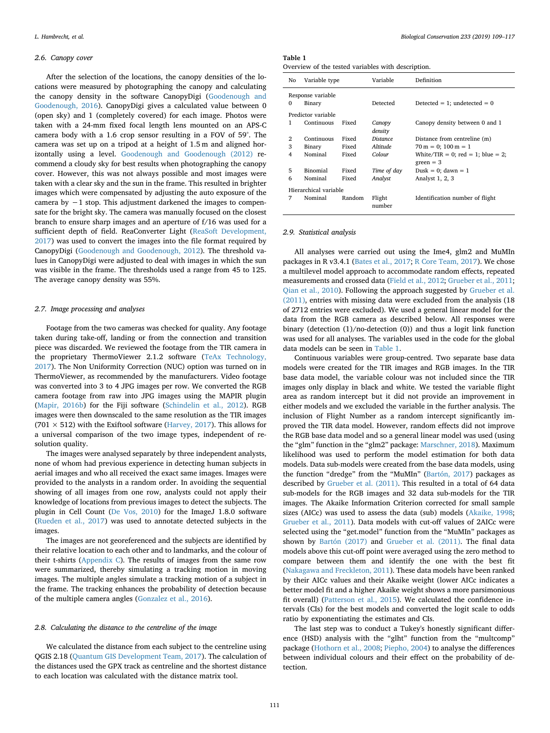### 2.6. Canopy cover

After the selection of the locations, the canopy densities of the locations were measured by photographing the canopy and calculating the canopy density in the software CanopyDigi (Goodenough and Goodenough, 2016). CanopyDigi gives a calculated value between 0 (open sky) and 1 (completely covered) for each image. Photos were taken with a 24-mm fixed focal length lens mounted on an APS-C camera body with a 1.6 crop sensor resulting in a FOV of 59°. The camera was set up on a tripod at a height of 1.5 m and aligned horizontally using a level. Goodenough and Goodenough (2012) recommend a cloudy sky for best results when photographing the canopy cover. However, this was not always possible and most images were taken with a clear sky and the sun in the frame. This resulted in brighter images which were compensated by adjusting the auto exposure of the camera by −1 stop. This adjustment darkened the images to compensate for the bright sky. The camera was manually focused on the closest branch to ensure sharp images and an aperture of f/16 was used for a sufficient depth of field. ReaConverter Light (ReaSoft Development, 2017) was used to convert the images into the file format required by CanopyDigi (Goodenough and Goodenough, 2012). The threshold values in CanopyDigi were adjusted to deal with images in which the sun was visible in the frame. The thresholds used a range from 45 to 125. The average canopy density was 55%.

### 2.7. Image processing and analyses

Footage from the two cameras was checked for quality. Any footage taken during take-off, landing or from the connection and transition piece was discarded. We reviewed the footage from the TIR camera in the proprietary ThermoViewer 2.1.2 software (TeAx Technology, 2017). The Non Uniformity Correction (NUC) option was turned on in ThermoViewer, as recommended by the manufacturers. Video footage was converted into 3 to 4 JPG images per row. We converted the RGB camera footage from raw into JPG images using the MAPIR plugin (Mapir, 2016b) for the Fiji software (Schindelin et al., 2012). RGB images were then downscaled to the same resolution as the TIR images (701 × 512) with the Exiftool software (Harvey, 2017). This allows for a universal comparison of the two image types, independent of resolution quality.

The images were analysed separately by three independent analysts, none of whom had previous experience in detecting human subjects in aerial images and who all received the exact same images. Images were provided to the analysts in a random order. In avoiding the sequential showing of all images from one row, analysts could not apply their knowledge of locations from previous images to detect the subjects. The plugin in Cell Count (De Vos, 2010) for the ImageJ 1.8.0 software (Rueden et al., 2017) was used to annotate detected subjects in the images.

The images are not georeferenced and the subjects are identified by their relative location to each other and to landmarks, and the colour of their t-shirts (Appendix C). The results of images from the same row were summarized, thereby simulating a tracking motion in moving images. The multiple angles simulate a tracking motion of a subject in the frame. The tracking enhances the probability of detection because of the multiple camera angles (Gonzalez et al., 2016).

### 2.8. Calculating the distance to the centreline of the image

We calculated the distance from each subject to the centreline using QGIS 2.18 (Quantum GIS Development Team, 2017). The calculation of the distances used the GPX track as centreline and the shortest distance to each location was calculated with the distance matrix tool.

**Table 1**
Overview of the tested variables with description.

| No | Variable type | | Variable | Definition |
|---|---|---|---|---|
| Response variable | | | | |
| 0 | Binary | | Detected | Detected = 1; undetected = 0 |
| Predictor variable | | | | |
| 1 | Continuous | Fixed | *Canopy density* | Canopy density between 0 and 1 |
| 2 | Continuous | Fixed | *Distance* | Distance from centreline (m) |
| 3 | Binary | Fixed | *Altitude* | 70 m = 0; 100 m = 1 |
| 4 | Nominal | Fixed | *Colour* | White/TIR = 0; red = 1; blue = 2; green = 3 |
| 5 | Binomial | Fixed | *Time of day* | Dusk = 0; dawn = 1 |
| 6 | Nominal | Fixed | *Analyst* | Analyst 1, 2, 3 |
| Hierarchical variable | | | | |
| 7 | Nominal | Random | Flight number | Identification number of flight |

### 2.9. Statistical analysis

All analyses were carried out using the Ime4, glm2 and MuMIn packages in R v3.4.1 (Bates et al., 2017; R Core Team, 2017). We chose a multilevel model approach to accommodate random effects, repeated measurements and crossed data (Field et al., 2012; Grueber et al., 2011; Qian et al., 2010). Following the approach suggested by Grueber et al. (2011), entries with missing data were excluded from the analysis (18 of 2712 entries were excluded). We used a general linear model for the data from the RGB camera as described below. All responses were binary (detection (1)/no-detection (0)) and thus a logit link function was used for all analyses. The variables used in the code for the global data models can be seen in Table 1.

Continuous variables were group-centred. Two separate base data models were created for the TIR images and RGB images. In the TIR base data model, the variable colour was not included since the TIR images only display in black and white. We tested the variable flight area as random intercept but it did not provide an improvement in either models and we excluded the variable in the further analysis. The inclusion of Flight Number as a random intercept significantly improved the TIR data model. However, random effects did not improve the RGB base data model and so a general linear model was used (using the "glm" function in the "glm2" package: Marschner, 2018). Maximum likelihood was used to perform the model estimation for both data models. Data sub-models were created from the base data models, using the function "dredge" from the "MuMIn" (Bartón, 2017) packages as described by Grueber et al. (2011). This resulted in a total of 64 data sub-models for the RGB images and 32 data sub-models for the TIR images. The Akaike Information Criterion corrected for small sample sizes (AICc) was used to assess the data (sub) models (Akaike, 1998; Grueber et al., 2011). Data models with cut-off values of 2AICc were selected using the "get.model" function from the "MuMIn" packages as shown by Bartón (2017) and Grueber et al. (2011). The final data models above this cut-off point were averaged using the zero method to compare between them and identify the one with the best fit (Nakagawa and Freckleton, 2011). These data models have been ranked by their AICc values and their Akaike weight (lower AICc indicates a better model fit and a higher Akaike weight shows a more parsimonious fit overall) (Patterson et al., 2015). We calculated the confidence intervals (CIs) for the best models and converted the logit scale to odds ratio by exponentiating the estimates and CIs.

The last step was to conduct a Tukey's honestly significant difference (HSD) analysis with the "glht" function from the "multcomp" package (Hothorn et al., 2008; Piepho, 2004) to analyse the differences between individual colours and their effect on the probability of detection.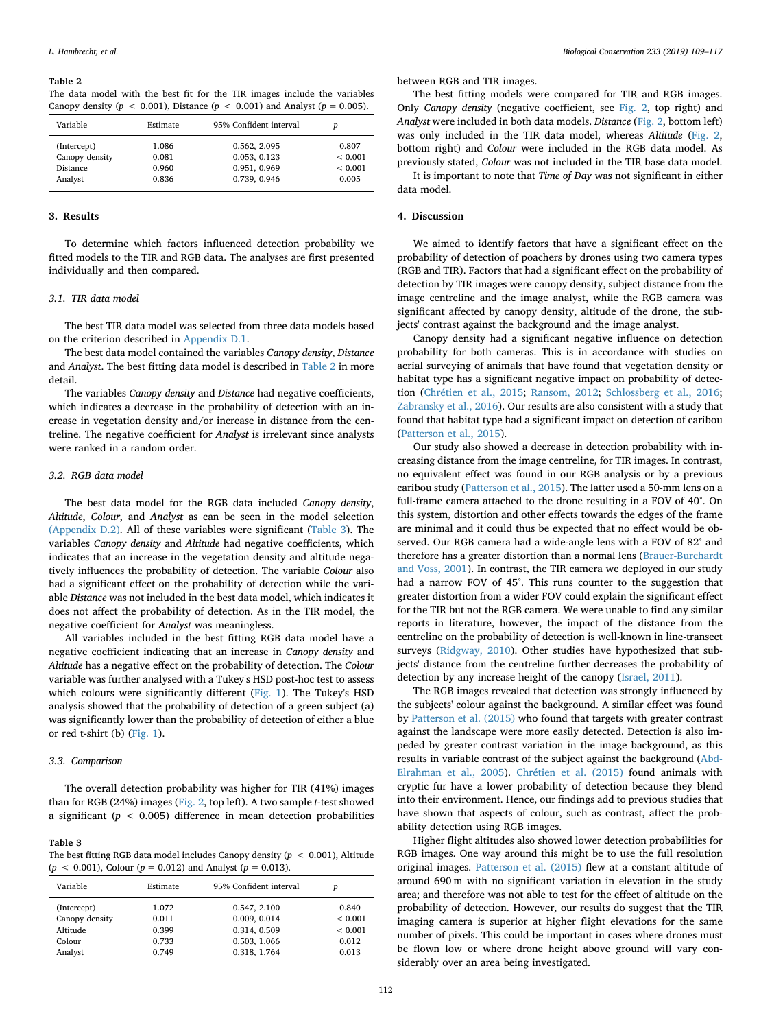**Table 2**
The data model with the best fit for the TIR images include the variables Canopy density ($p < 0.001$), Distance ($p < 0.001$) and Analyst ($p = 0.005$).

| Variable | Estimate | 95% Confident interval | $p$ |
|---|---|---|---|
| (Intercept) | 1.086 | 0.562, 2.095 | 0.807 |
| Canopy density | 0.081 | 0.053, 0.123 | < 0.001 |
| Distance | 0.960 | 0.951, 0.969 | < 0.001 |
| Analyst | 0.836 | 0.739, 0.946 | 0.005 |

## 3. Results

To determine which factors influenced detection probability we fitted models to the TIR and RGB data. The analyses are first presented individually and then compared.

### 3.1. TIR data model

The best TIR data model was selected from three data models based on the criterion described in Appendix D.1.

The best data model contained the variables *Canopy density*, *Distance* and *Analyst*. The best fitting data model is described in Table 2 in more detail.

The variables *Canopy density* and *Distance* had negative coefficients, which indicates a decrease in the probability of detection with an increase in vegetation density and/or increase in distance from the centreline. The negative coefficient for *Analyst* is irrelevant since analysts were ranked in a random order.

### 3.2. RGB data model

The best data model for the RGB data included *Canopy density*, *Altitude*, *Colour*, and *Analyst* as can be seen in the model selection (Appendix D.2). All of these variables were significant (Table 3). The variables *Canopy density* and *Altitude* had negative coefficients, which indicates that an increase in the vegetation density and altitude negatively influences the probability of detection. The variable *Colour* also had a significant effect on the probability of detection while the variable *Distance* was not included in the best data model, which indicates it does not affect the probability of detection. As in the TIR model, the negative coefficient for *Analyst* was meaningless.

All variables included in the best fitting RGB data model have a negative coefficient indicating that an increase in *Canopy density* and *Altitude* has a negative effect on the probability of detection. The *Colour* variable was further analysed with a Tukey's HSD post-hoc test to assess which colours were significantly different (Fig. 1). The Tukey's HSD analysis showed that the probability of detection of a green subject (a) was significantly lower than the probability of detection of either a blue or red t-shirt (b) (Fig. 1).

### 3.3. Comparison

The overall detection probability was higher for TIR (41%) images than for RGB (24%) images (Fig. 2, top left). A two sample *t*-test showed a significant ($p < 0.005$) difference in mean detection probabilities between RGB and TIR images.

**Table 3**
The best fitting RGB data model includes Canopy density ($p < 0.001$), Altitude ($p < 0.001$), Colour ($p = 0.012$) and Analyst ($p = 0.013$).

| Variable | Estimate | 95% Confident interval | $p$ |
|---|---|---|---|
| (Intercept) | 1.072 | 0.547, 2.100 | 0.840 |
| Canopy density | 0.011 | 0.009, 0.014 | < 0.001 |
| Altitude | 0.399 | 0.314, 0.509 | < 0.001 |
| Colour | 0.733 | 0.503, 1.066 | 0.012 |
| Analyst | 0.749 | 0.318, 1.764 | 0.013 |

The best fitting models were compared for TIR and RGB images. Only *Canopy density* (negative coefficient, see Fig. 2, top right) and *Analyst* were included in both data models. *Distance* (Fig. 2, bottom left) was only included in the TIR data model, whereas *Altitude* (Fig. 2, bottom right) and *Colour* were included in the RGB data model. As previously stated, *Colour* was not included in the TIR base data model.

It is important to note that *Time of Day* was not significant in either data model.

## 4. Discussion

We aimed to identify factors that have a significant effect on the probability of detection of poachers by drones using two camera types (RGB and TIR). Factors that had a significant effect on the probability of detection by TIR images were canopy density, subject distance from the image centreline and the image analyst, while the RGB camera was significant affected by canopy density, altitude of the drone, the subjects' contrast against the background and the image analyst.

Canopy density had a significant negative influence on detection probability for both cameras. This is in accordance with studies on aerial surveying of animals that have found that vegetation density or habitat type has a significant negative impact on probability of detection (Chrétien et al., 2015; Ransom, 2012; Schlossberg et al., 2016; Zabransky et al., 2016). Our results are also consistent with a study that found that habitat type had a significant impact on detection of caribou (Patterson et al., 2015).

Our study also showed a decrease in detection probability with increasing distance from the image centreline, for TIR images. In contrast, no equivalent effect was found in our RGB analysis or by a previous caribou study (Patterson et al., 2015). The latter used a 50-mm lens on a full-frame camera attached to the drone resulting in a FOV of 40°. On this system, distortion and other effects towards the edges of the frame are minimal and it could thus be expected that no effect would be observed. Our RGB camera had a wide-angle lens with a FOV of 82° and therefore has a greater distortion than a normal lens (Brauer-Burchardt and Voss, 2001). In contrast, the TIR camera we deployed in our study had a narrow FOV of 45°. This runs counter to the suggestion that greater distortion from a wider FOV could explain the significant effect for the TIR but not the RGB camera. We were unable to find any similar reports in literature, however, the impact of the distance from the centreline on the probability of detection is well-known in line-transect surveys (Ridgway, 2010). Other studies have hypothesized that subjects' distance from the centreline further decreases the probability of detection by any increase height of the canopy (Israel, 2011).

The RGB images revealed that detection was strongly influenced by the subjects' colour against the background. A similar effect was found by Patterson et al. (2015) who found that targets with greater contrast against the landscape were more easily detected. Detection is also impeded by greater contrast variation in the image background, as this results in variable contrast of the subject against the background (Abd-Elrahman et al., 2005). Chrétien et al. (2015) found animals with cryptic fur have a lower probability of detection because they blend into their environment. Hence, our findings add to previous studies that have shown that aspects of colour, such as contrast, affect the probability detection using RGB images.

Higher flight altitudes also showed lower detection probabilities for RGB images. One way around this might be to use the full resolution original images. Patterson et al. (2015) flew at a constant altitude of around 690 m with no significant variation in elevation in the study area; and therefore was not able to test for the effect of altitude on the probability of detection. However, our results do suggest that the TIR imaging camera is superior at higher flight elevations for the same number of pixels. This could be important in cases where drones must be flown low or where drone height above ground will vary considerably over an area being investigated.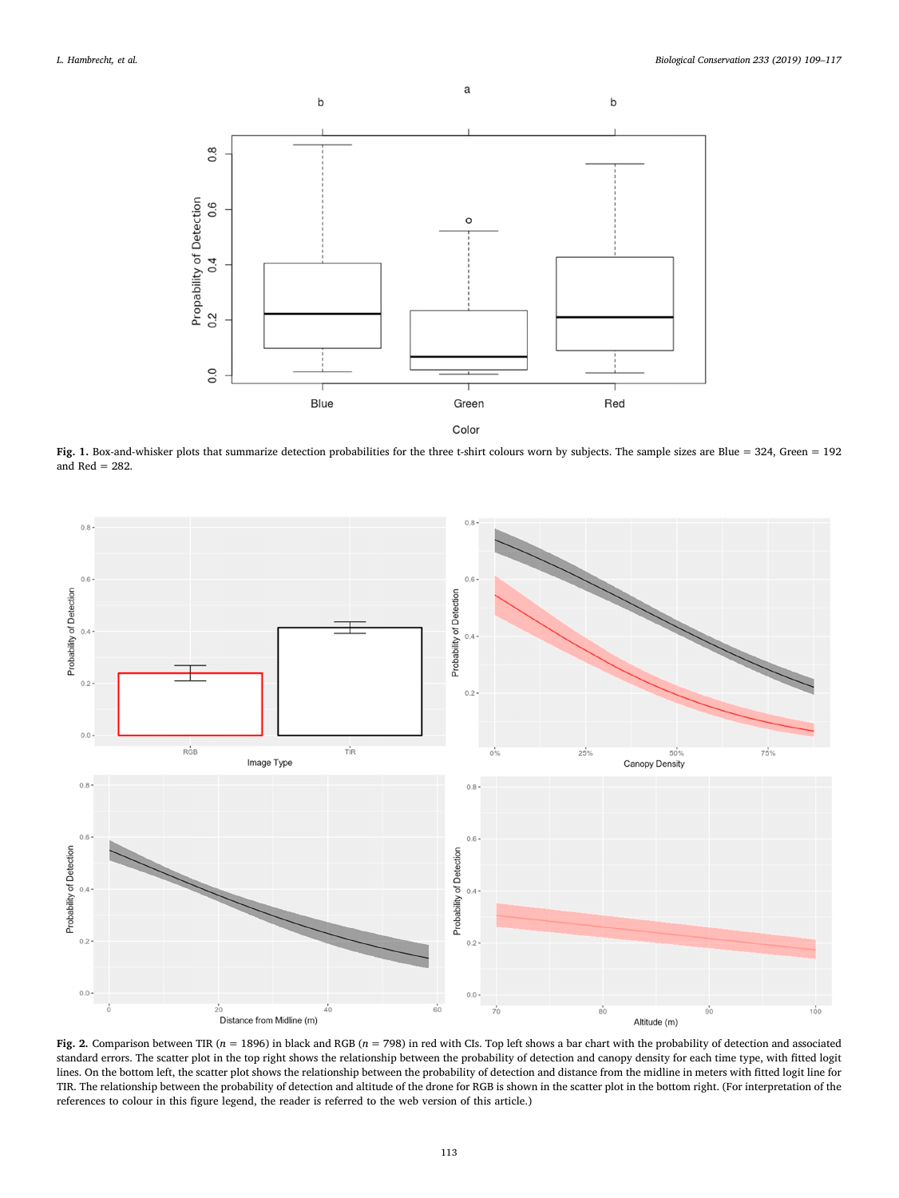Fig. 1. Box-and-whisker plots that summarize detection probabilities for the three t-shirt colours worn by subjects. The sample sizes are Blue = 324, Green = 192 and Red = 282.

Fig. 2. Comparison between TIR ($n$ = 1896) in black and RGB ($n$ = 798) in red with CIs. Top left shows a bar chart with the probability of detection and associated standard errors. The scatter plot in the top right shows the relationship between the probability of detection and canopy density for each time type, with fitted logit lines. On the bottom left, the scatter plot shows the relationship between the probability of detection and distance from the midline in meters with fitted logit line for TIR. The relationship between the probability of detection and altitude of the drone for RGB is shown in the scatter plot in the bottom right. (For interpretation of the references to colour in this figure legend, the reader is referred to the web version of this article.)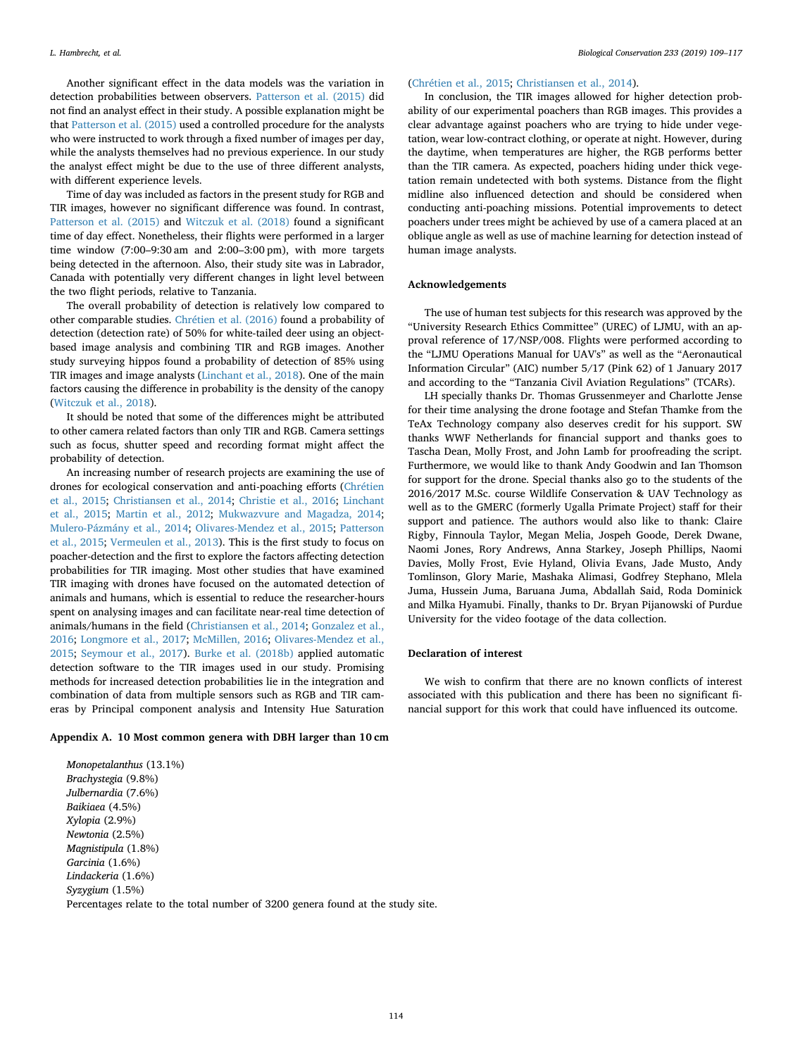Another significant effect in the data models was the variation in detection probabilities between observers. Patterson et al. (2015) did not find an analyst effect in their study. A possible explanation might be that Patterson et al. (2015) used a controlled procedure for the analysts who were instructed to work through a fixed number of images per day, while the analysts themselves had no previous experience. In our study the analyst effect might be due to the use of three different analysts, with different experience levels.

Time of day was included as factors in the present study for RGB and TIR images, however no significant difference was found. In contrast, Patterson et al. (2015) and Witczuk et al. (2018) found a significant time of day effect. Nonetheless, their flights were performed in a larger time window (7:00–9:30 am and 2:00–3:00 pm), with more targets being detected in the afternoon. Also, their study site was in Labrador, Canada with potentially very different changes in light level between the two flight periods, relative to Tanzania.

The overall probability of detection is relatively low compared to other comparable studies. Chrétien et al. (2016) found a probability of detection (detection rate) of 50% for white-tailed deer using an object-based image analysis and combining TIR and RGB images. Another study surveying hippos found a probability of detection of 85% using TIR images and image analysts (Linchant et al., 2018). One of the main factors causing the difference in probability is the density of the canopy (Witczuk et al., 2018).

It should be noted that some of the differences might be attributed to other camera related factors than only TIR and RGB. Camera settings such as focus, shutter speed and recording format might affect the probability of detection.

An increasing number of research projects are examining the use of drones for ecological conservation and anti-poaching efforts (Chrétien et al., 2015; Christiansen et al., 2014; Christie et al., 2016; Linchant et al., 2015; Martin et al., 2012; Mukwazvure and Magadza, 2014; Mulero-Pázmány et al., 2014; Olivares-Mendez et al., 2015; Patterson et al., 2015; Vermeulen et al., 2013). This is the first study to focus on poacher-detection and the first to explore the factors affecting detection probabilities for TIR imaging. Most other studies that have examined TIR imaging with drones have focused on the automated detection of animals and humans, which is essential to reduce the researcher-hours spent on analysing images and can facilitate near-real time detection of animals/humans in the field (Christiansen et al., 2014; Gonzalez et al., 2016; Longmore et al., 2017; McMillen, 2016; Olivares-Mendez et al., 2015; Seymour et al., 2017). Burke et al. (2018b) applied automatic detection software to the TIR images used in our study. Promising methods for increased detection probabilities lie in the integration and combination of data from multiple sensors such as RGB and TIR cameras by Principal component analysis and Intensity Hue Saturation (Chrétien et al., 2015; Christiansen et al., 2014).

In conclusion, the TIR images allowed for higher detection probability of our experimental poachers than RGB images. This provides a clear advantage against poachers who are trying to hide under vegetation, wear low-contract clothing, or operate at night. However, during the daytime, when temperatures are higher, the RGB performs better than the TIR camera. As expected, poachers hiding under thick vegetation remain undetected with both systems. Distance from the flight midline also influenced detection and should be considered when conducting anti-poaching missions. Potential improvements to detect poachers under trees might be achieved by use of a camera placed at an oblique angle as well as use of machine learning for detection instead of human image analysts.

## Acknowledgements

The use of human test subjects for this research was approved by the "University Research Ethics Committee" (UREC) of LJMU, with an approval reference of 17/NSP/008. Flights were performed according to the "LJMU Operations Manual for UAV's" as well as the "Aeronautical Information Circular" (AIC) number 5/17 (Pink 62) of 1 January 2017 and according to the "Tanzania Civil Aviation Regulations" (TCARs).

LH specially thanks Dr. Thomas Grussenmeyer and Charlotte Jense for their time analysing the drone footage and Stefan Thamke from the TeAx Technology company also deserves credit for his support. SW thanks WWF Netherlands for financial support and thanks goes to Tascha Dean, Molly Frost, and John Lamb for proofreading the script. Furthermore, we would like to thank Andy Goodwin and Ian Thomson for support for the drone. Special thanks also go to the students of the 2016/2017 M.Sc. course Wildlife Conservation & UAV Technology as well as to the GMERC (formerly Ugalla Primate Project) staff for their support and patience. The authors would also like to thank: Claire Rigby, Finnoula Taylor, Megan Melia, Jospeh Goode, Derek Dwane, Naomi Jones, Rory Andrews, Anna Starkey, Joseph Phillips, Naomi Davies, Molly Frost, Evie Hyland, Olivia Evans, Jade Musto, Andy Tomlinson, Glory Marie, Mashaka Alimasi, Godfrey Stephano, Mlela Juma, Hussein Juma, Baruana Juma, Abdallah Said, Roda Dominick and Milka Hyamubi. Finally, thanks to Dr. Bryan Pijanowski of Purdue University for the video footage of the data collection.

## Declaration of interest

We wish to confirm that there are no known conflicts of interest associated with this publication and there has been no significant financial support for this work that could have influenced its outcome.

## Appendix A. 10 Most common genera with DBH larger than 10 cm

*Monopetalanthus* (13.1%)
*Brachystegia* (9.8%)
*Julbernardia* (7.6%)
*Baikiaea* (4.5%)
*Xylopia* (2.9%)
*Newtonia* (2.5%)
*Magnistipula* (1.8%)
*Garcinia* (1.6%)
*Lindackeria* (1.6%)
*Syzygium* (1.5%)
Percentages relate to the total number of 3200 genera found at the study site.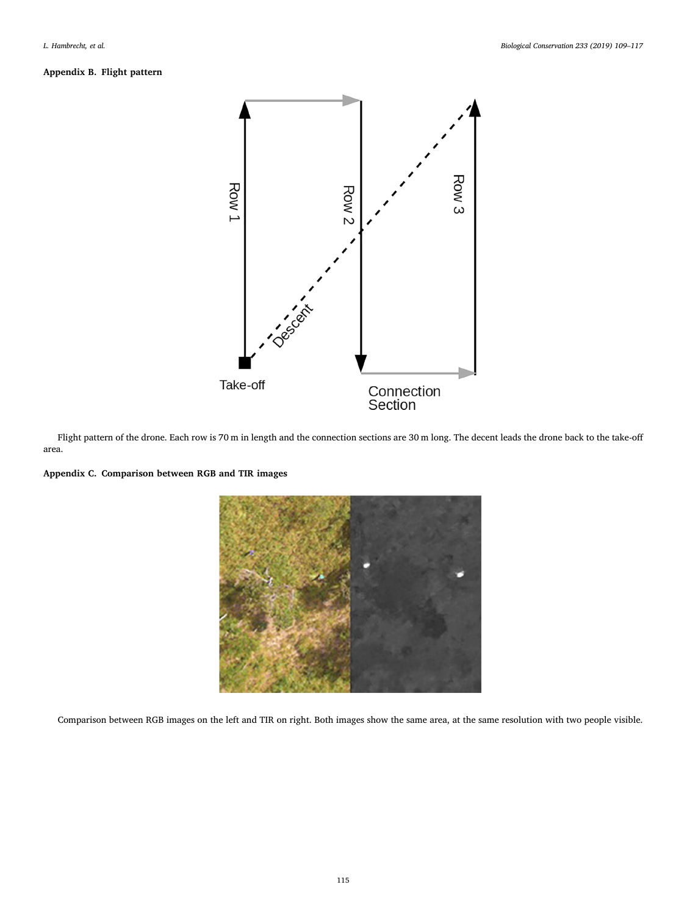## Appendix B. Flight pattern

Flight pattern of the drone. Each row is 70 m in length and the connection sections are 30 m long. The decent leads the drone back to the take-off area.

## Appendix C. Comparison between RGB and TIR images

Comparison between RGB images on the left and TIR on right. Both images show the same area, at the same resolution with two people visible.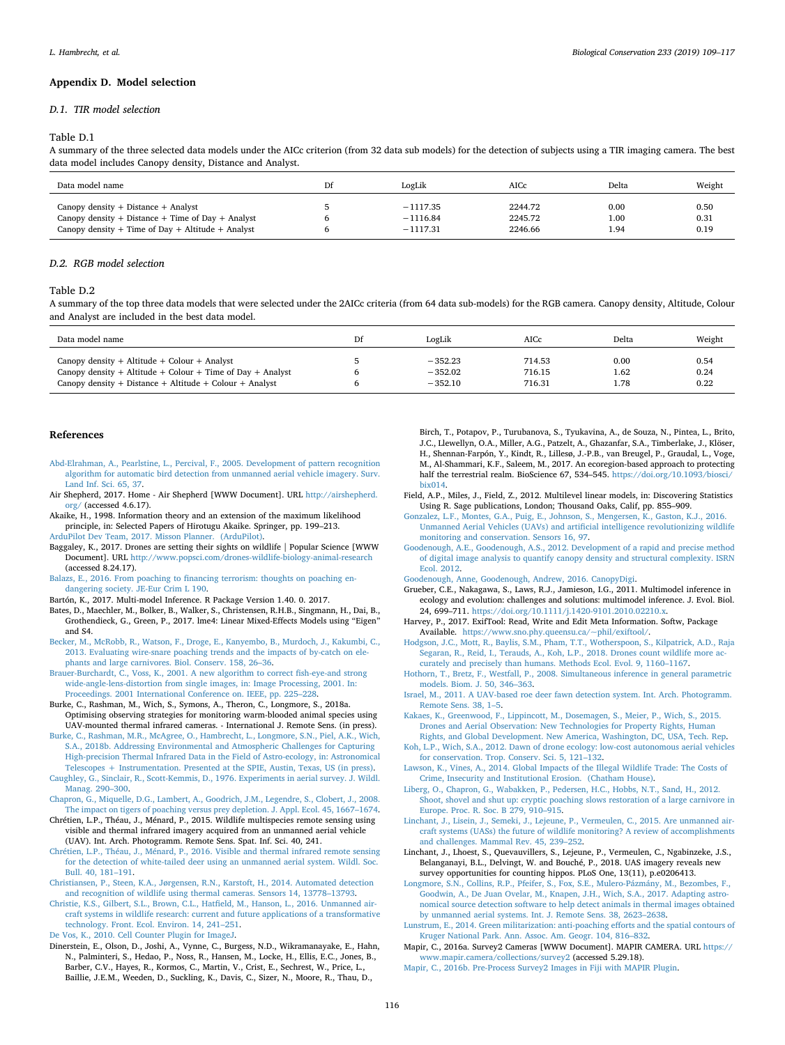## Appendix D. Model selection

### D.1. TIR model selection

Table D.1
A summary of the three selected data models under the AICc criterion (from 32 data sub models) for the detection of subjects using a TIR imaging camera. The best data model includes Canopy density, Distance and Analyst.

| Data model name | Df | LogLik | AICc | Delta | Weight |
|---|---|---|---|---|---|
| Canopy density + Distance + Analyst | 5 | −1117.35 | 2244.72 | 0.00 | 0.50 |
| Canopy density + Distance + Time of Day + Analyst | 6 | −1116.84 | 2245.72 | 1.00 | 0.31 |
| Canopy density + Time of Day + Altitude + Analyst | 6 | −1117.31 | 2246.66 | 1.94 | 0.19 |

### D.2. RGB model selection

Table D.2
A summary of the top three data models that were selected under the 2AICc criteria (from 64 data sub-models) for the RGB camera. Canopy density, Altitude, Colour and Analyst are included in the best data model.

| Data model name | Df | LogLik | AICc | Delta | Weight |
|---|---|---|---|---|---|
| Canopy density + Altitude + Colour + Analyst | 5 | −352.23 | 714.53 | 0.00 | 0.54 |
| Canopy density + Altitude + Colour + Time of Day + Analyst | 6 | −352.02 | 716.15 | 1.62 | 0.24 |
| Canopy density + Distance + Altitude + Colour + Analyst | 6 | −352.10 | 716.31 | 1.78 | 0.22 |

## References

Abd-Elrahman, A., Pearlstine, L., Percival, F., 2005. Development of pattern recognition algorithm for automatic bird detection from unmanned aerial vehicle imagery. Surv. Land Inf. Sci. 65, 37.

Air Shepherd, 2017. Home - Air Shepherd [WWW Document]. URL http://airshepherd.org/ (accessed 4.6.17).

Akaike, H., 1998. Information theory and an extension of the maximum likelihood principle, in: Selected Papers of Hirotugu Akaike. Springer, pp. 199–213.

ArduPilot Dev Team, 2017. Misson Planner. (ArduPilot).

Baggaley, K., 2017. Drones are setting their sights on wildlife | Popular Science [WWW Document]. URL http://www.popsci.com/drones-wildlife-biology-animal-research (accessed 8.24.17).

Balazs, E., 2016. From poaching to financing terrorism: thoughts on poaching endangering society. JE-Eur Crim L 190.

Bartón, K., 2017. Multi-model Inference. R Package Version 1.40. 0. 2017.

Bates, D., Maechler, M., Bolker, B., Walker, S., Christensen, R.H.B., Singmann, H., Dai, B., Grothendieck, G., Green, P., 2017. lme4: Linear Mixed-Effects Models using "Eigen" and S4.

Becker, M., McRobb, R., Watson, F., Droge, E., Kanyembo, B., Murdoch, J., Kakumbi, C., 2013. Evaluating wire-snare poaching trends and the impacts of by-catch on elephants and large carnivores. Biol. Conserv. 158, 26–36.

Brauer-Burchardt, C., Voss, K., 2001. A new algorithm to correct fish-eye-and strong wide-angle-lens-distortion from single images, in: Image Processing, 2001. In: Proceedings. 2001 International Conference on. IEEE, pp. 225–228.

Burke, C., Rashman, M., Wich, S., Symons, A., Theron, C., Longmore, S., 2018a. Optimising observing strategies for monitoring warm-blooded animal species using UAV-mounted thermal infrared cameras. - International J. Remote Sens. (in press).

Burke, C., Rashman, M.R., McAgree, O., Hambrecht, L., Longmore, S.N., Piel, A.K., Wich, S.A., 2018b. Addressing Environmental and Atmospheric Challenges for Capturing High-precision Thermal Infrared Data in the Field of Astro-ecology, in: Astronomical Telescopes + Instrumentation. Presented at the SPIE, Austin, Texas, US (in press).

Caughley, G., Sinclair, R., Scott-Kemmis, D., 1976. Experiments in aerial survey. J. Wildl. Manag. 290–300.

Chapron, G., Miquelle, D.G., Lambert, A., Goodrich, J.M., Legendre, S., Clobert, J., 2008. The impact on tigers of poaching versus prey depletion. J. Appl. Ecol. 45, 1667–1674.

Chrétien, L.P., Théau, J., Ménard, P., 2015. Wildlife multispecies remote sensing using visible and thermal infrared imagery acquired from an unmanned aerial vehicle (UAV). Int. Arch. Photogramm. Remote Sens. Spat. Inf. Sci. 40, 241.

Chrétien, L.P., Théau, J., Ménard, P., 2016. Visible and thermal infrared remote sensing for the detection of white-tailed deer using an unmanned aerial system. Wildl. Soc. Bull. 40, 181–191.

Christiansen, P., Steen, K.A., Jørgensen, R.N., Karstoft, H., 2014. Automated detection and recognition of wildlife using thermal cameras. Sensors 14, 13778–13793.

Christie, K.S., Gilbert, S.L., Brown, C.L., Hatfield, M., Hanson, L., 2016. Unmanned aircraft systems in wildlife research: current and future applications of a transformative technology. Front. Ecol. Environ. 14, 241–251.

De Vos, K., 2010. Cell Counter Plugin for ImageJ.

Dinerstein, E., Olson, D., Joshi, A., Vynne, C., Burgess, N.D., Wikramanayake, E., Hahn, N., Palminteri, S., Hedao, P., Noss, R., Hansen, M., Locke, H., Ellis, E.C., Jones, B., Barber, C.V., Hayes, R., Kormos, C., Martin, V., Crist, E., Sechrest, W., Price, L., Baillie, J.E.M., Weeden, D., Suckling, K., Davis, C., Sizer, N., Moore, R., Thau, D., Birch, T., Potapov, P., Turubanova, S., Tyukavina, A., de Souza, N., Pintea, L., Brito, J.C., Llewellyn, O.A., Miller, A.G., Patzelt, A., Ghazanfar, S.A., Timberlake, J., Klöser, H., Shennan-Farpón, Y., Kindt, R., Lillesø, J.-P.B., van Breugel, P., Graudal, L., Voge, M., Al-Shammari, K.F., Saleem, M., 2017. An ecoregion-based approach to protecting half the terrestrial realm. BioScience 67, 534–545. https://doi.org/10.1093/biosci/bix014.

Field, A.P., Miles, J., Field, Z., 2012. Multilevel linear models, in: Discovering Statistics Using R. Sage publications, London; Thousand Oaks, Calif, pp. 855–909.

Gonzalez, L.F., Montes, G.A., Puig, E., Johnson, S., Mengersen, K., Gaston, K.J., 2016. Unmanned Aerial Vehicles (UAVs) and artificial intelligence revolutionizing wildlife monitoring and conservation. Sensors 16, 97.

Goodenough, A.E., Goodenough, A.S., 2012. Development of a rapid and precise method of digital image analysis to quantify canopy density and structural complexity. ISRN Ecol. 2012.

Goodenough, Anne, Goodenough, Andrew, 2016. CanopyDigi.

Grueber, C.E., Nakagawa, S., Laws, R.J., Jamieson, I.G., 2011. Multimodel inference in ecology and evolution: challenges and solutions: multimodel inference. J. Evol. Biol. 24, 699–711. https://doi.org/10.1111/j.1420-9101.2010.02210.x.

Harvey, P., 2017. ExifTool: Read, Write and Edit Meta Information. Softw, Package Available. https://www.sno.phy.queensu.ca/~phil/exiftool/.

Hodgson, J.C., Mott, R., Baylis, S.M., Pham, T.T., Wotherspoon, S., Kilpatrick, A.D., Raja Segaran, R., Reid, I., Terauds, A., Koh, L.P., 2018. Drones count wildlife more accurately and precisely than humans. Methods Ecol. Evol. 9, 1160–1167.

Hothorn, T., Bretz, F., Westfall, P., 2008. Simultaneous inference in general parametric models. Biom. J. 50, 346–363.

Israel, M., 2011. A UAV-based roe deer fawn detection system. Int. Arch. Photogramm. Remote Sens. 38, 1–5.

Kakaes, K., Greenwood, F., Lippincott, M., Dosemagen, S., Meier, P., Wich, S., 2015. Drones and Aerial Observation: New Technologies for Property Rights, Human Rights, and Global Development. New America, Washington, DC, USA, Tech. Rep.

Koh, L.P., Wich, S.A., 2012. Dawn of drone ecology: low-cost autonomous aerial vehicles for conservation. Trop. Conserv. Sci. 5, 121–132.

Lawson, K., Vines, A., 2014. Global Impacts of the Illegal Wildlife Trade: The Costs of Crime, Insecurity and Institutional Erosion. (Chatham House).

Liberg, O., Chapron, G., Wabakken, P., Pedersen, H.C., Hobbs, N.T., Sand, H., 2012. Shoot, shovel and shut up: cryptic poaching slows restoration of a large carnivore in Europe. Proc. R. Soc. B 279, 910–915.

Linchant, J., Lisein, J., Semeki, J., Lejeune, P., Vermeulen, C., 2015. Are unmanned aircraft systems (UASs) the future of wildlife monitoring? A review of accomplishments and challenges. Mammal Rev. 45, 239–252.

Linchant, J., Lhoest, S., Quevauvillers, S., Lejeune, P., Vermeulen, C., Ngabinzeke, J.S., Belanganayi, B.L., Delvingt, W. and Bouché, P., 2018. UAS imagery reveals new survey opportunities for counting hippos. PLoS One, 13(11), p.e0206413.

Longmore, S.N., Collins, R.P., Pfeifer, S., Fox, S.E., Mulero-Pázmány, M., Bezombes, F., Goodwin, A., De Juan Ovelar, M., Knapen, J.H., Wich, S.A., 2017. Adapting astronomical source detection software to help detect animals in thermal images obtained by unmanned aerial systems. Int. J. Remote Sens. 38, 2623–2638.

Lunstrum, E., 2014. Green militarization: anti-poaching efforts and the spatial contours of Kruger National Park. Ann. Assoc. Am. Geogr. 104, 816–832.

Mapir, C., 2016a. Survey2 Cameras [WWW Document]. MAPIR CAMERA. URL https://www.mapir.camera/collections/survey2 (accessed 5.29.18).

Mapir, C., 2016b. Pre-Process Survey2 Images in Fiji with MAPIR Plugin.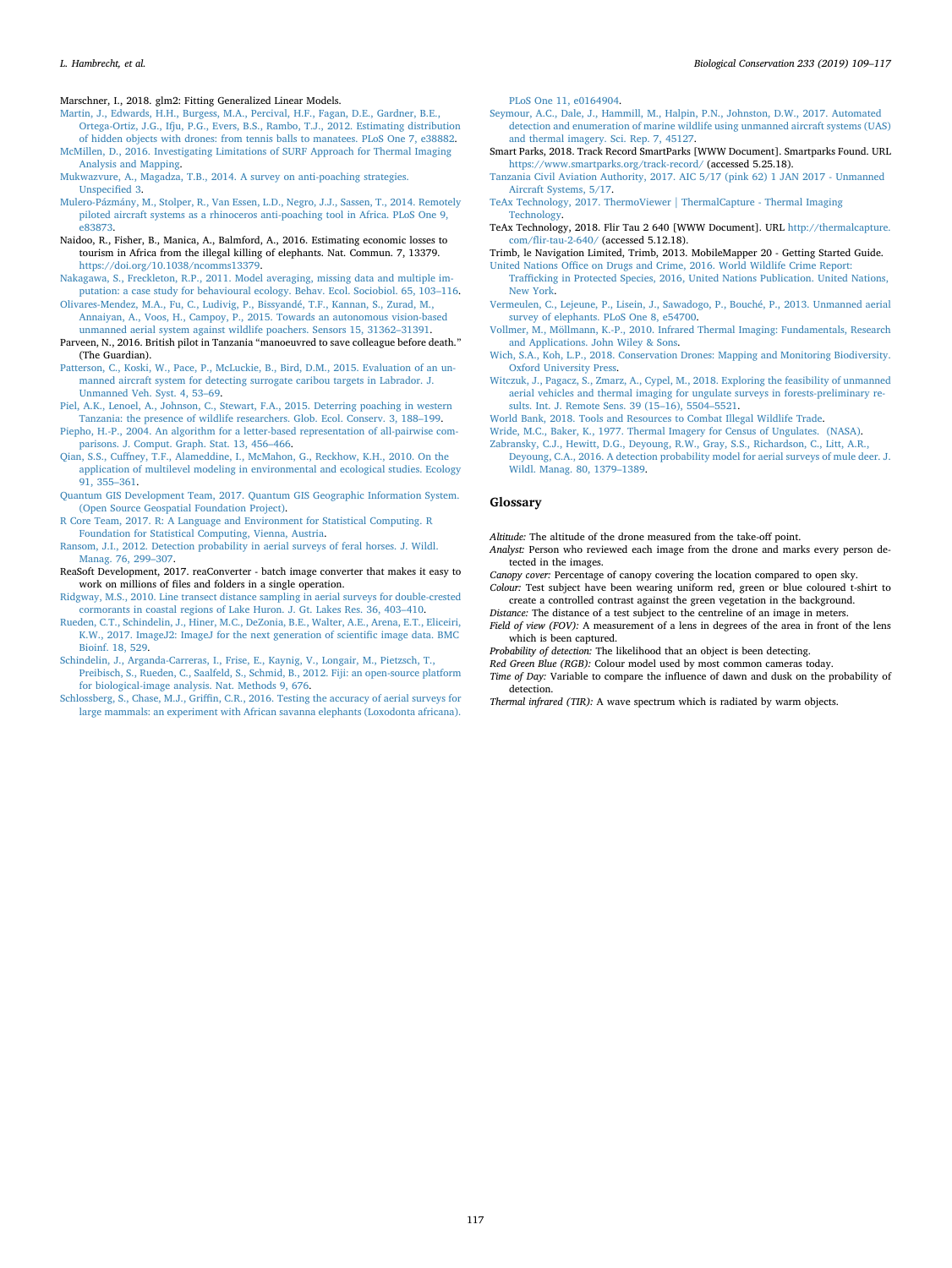Marschner, I., 2018. glm2: Fitting Generalized Linear Models.

Martin, J., Edwards, H.H., Burgess, M.A., Percival, H.F., Fagan, D.E., Gardner, B.E., Ortega-Ortiz, J.G., Ifju, P.G., Evers, B.S., Rambo, T.J., 2012. Estimating distribution of hidden objects with drones: from tennis balls to manatees. PLoS One 7, e38882.

McMillen, D., 2016. Investigating Limitations of SURF Approach for Thermal Imaging Analysis and Mapping.

Mukwazvure, A., Magadza, T.B., 2014. A survey on anti-poaching strategies. Unspecified 3.

Mulero-Pázmány, M., Stolper, R., Van Essen, L.D., Negro, J.J., Sassen, T., 2014. Remotely piloted aircraft systems as a rhinoceros anti-poaching tool in Africa. PLoS One 9, e83873.

Naidoo, R., Fisher, B., Manica, A., Balmford, A., 2016. Estimating economic losses to tourism in Africa from the illegal killing of elephants. Nat. Commun. 7, 13379. https://doi.org/10.1038/ncomms13379.

Nakagawa, S., Freckleton, R.P., 2011. Model averaging, missing data and multiple imputation: a case study for behavioural ecology. Behav. Ecol. Sociobiol. 65, 103–116.

Olivares-Mendez, M.A., Fu, C., Ludivig, P., Bissyandé, T.F., Kannan, S., Zurad, M., Annaiyan, A., Voos, H., Campoy, P., 2015. Towards an autonomous vision-based unmanned aerial system against wildlife poachers. Sensors 15, 31362–31391.

Parveen, N., 2016. British pilot in Tanzania "manoeuvred to save colleague before death." (The Guardian).

Patterson, C., Koski, W., Pace, P., McLuckie, B., Bird, D.M., 2015. Evaluation of an unmanned aircraft system for detecting surrogate caribou targets in Labrador. J. Unmanned Veh. Syst. 4, 53–69.

Piel, A.K., Lenoel, A., Johnson, C., Stewart, F.A., 2015. Deterring poaching in western Tanzania: the presence of wildlife researchers. Glob. Ecol. Conserv. 3, 188–199.

Piepho, H.-P., 2004. An algorithm for a letter-based representation of all-pairwise comparisons. J. Comput. Graph. Stat. 13, 456–466.

Qian, S.S., Cuffney, T.F., Alameddine, I., McMahon, G., Reckhow, K.H., 2010. On the application of multilevel modeling in environmental and ecological studies. Ecology 91, 355–361.

Quantum GIS Development Team, 2017. Quantum GIS Geographic Information System. (Open Source Geospatial Foundation Project).

R Core Team, 2017. R: A Language and Environment for Statistical Computing. R Foundation for Statistical Computing, Vienna, Austria.

Ransom, J.I., 2012. Detection probability in aerial surveys of feral horses. J. Wildl. Manag. 76, 299–307.

ReaSoft Development, 2017. reaConverter - batch image converter that makes it easy to work on millions of files and folders in a single operation.

Ridgway, M.S., 2010. Line transect distance sampling in aerial surveys for double-crested cormorants in coastal regions of Lake Huron. J. Gt. Lakes Res. 36, 403–410.

Rueden, C.T., Schindelin, J., Hiner, M.C., DeZonia, B.E., Walter, A.E., Arena, E.T., Eliceiri, K.W., 2017. ImageJ2: ImageJ for the next generation of scientific image data. BMC Bioinf. 18, 529.

Schindelin, J., Arganda-Carreras, I., Frise, E., Kaynig, V., Longair, M., Pietzsch, T., Preibisch, S., Rueden, C., Saalfeld, S., Schmid, B., 2012. Fiji: an open-source platform for biological-image analysis. Nat. Methods 9, 676.

Schlossberg, S., Chase, M.J., Griffin, C.R., 2016. Testing the accuracy of aerial surveys for large mammals: an experiment with African savanna elephants (Loxodonta africana). PLoS One 11, e0164904.

Seymour, A.C., Dale, J., Hammill, M., Halpin, P.N., Johnston, D.W., 2017. Automated detection and enumeration of marine wildlife using unmanned aircraft systems (UAS) and thermal imagery. Sci. Rep. 7, 45127.

Smart Parks, 2018. Track Record SmartParks [WWW Document]. Smartparks Found. URL https://www.smartparks.org/track-record/ (accessed 5.25.18).

Tanzania Civil Aviation Authority, 2017. AIC 5/17 (pink 62) 1 JAN 2017 - Unmanned Aircraft Systems, 5/17.

TeAx Technology, 2017. ThermoViewer | ThermalCapture - Thermal Imaging Technology.

TeAx Technology, 2018. Flir Tau 2 640 [WWW Document]. URL http://thermalcapture.com/flir-tau-2-640/ (accessed 5.12.18).

Trimb, le Navigation Limited, Trimb, 2013. MobileMapper 20 - Getting Started Guide.

United Nations Office on Drugs and Crime, 2016. World Wildlife Crime Report: Trafficking in Protected Species, 2016, United Nations Publication. United Nations, New York.

Vermeulen, C., Lejeune, P., Lisein, J., Sawadogo, P., Bouché, P., 2013. Unmanned aerial survey of elephants. PLoS One 8, e54700.

Vollmer, M., Möllmann, K.-P., 2010. Infrared Thermal Imaging: Fundamentals, Research and Applications. John Wiley & Sons.

Wich, S.A., Koh, L.P., 2018. Conservation Drones: Mapping and Monitoring Biodiversity. Oxford University Press.

Witczuk, J., Pagacz, S., Zmarz, A., Cypel, M., 2018. Exploring the feasibility of unmanned aerial vehicles and thermal imaging for ungulate surveys in forests-preliminary results. Int. J. Remote Sens. 39 (15–16), 5504–5521.

World Bank, 2018. Tools and Resources to Combat Illegal Wildlife Trade.

Wride, M.C., Baker, K., 1977. Thermal Imagery for Census of Ungulates. (NASA).

Zabransky, C.J., Hewitt, D.G., Deyoung, R.W., Gray, S.S., Richardson, C., Litt, A.R., Deyoung, C.A., 2016. A detection probability model for aerial surveys of mule deer. J. Wildl. Manag. 80, 1379–1389.

## Glossary

*Altitude:* The altitude of the drone measured from the take-off point.

*Analyst:* Person who reviewed each image from the drone and marks every person detected in the images.

*Canopy cover:* Percentage of canopy covering the location compared to open sky.

*Colour:* Test subject have been wearing uniform red, green or blue coloured t-shirt to create a controlled contrast against the green vegetation in the background.

*Distance:* The distance of a test subject to the centreline of an image in meters.

*Field of view (FOV):* A measurement of a lens in degrees of the area in front of the lens which is been captured.

*Probability of detection:* The likelihood that an object is been detecting.

*Red Green Blue (RGB):* Colour model used by most common cameras today.

*Time of Day:* Variable to compare the influence of dawn and dusk on the probability of detection.

*Thermal infrared (TIR):* A wave spectrum which is radiated by warm objects.